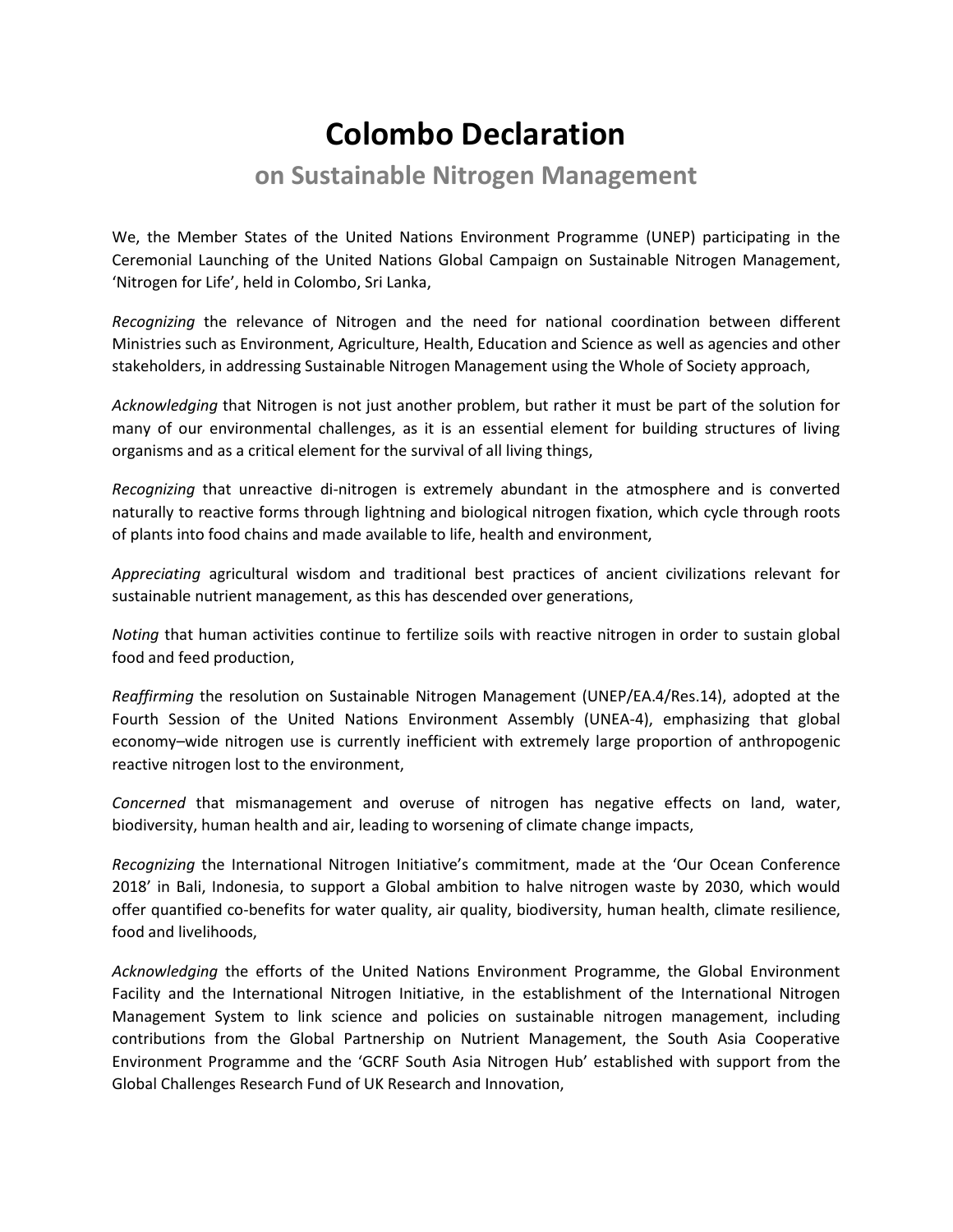# Colombo Declaration

## on Sustainable Nitrogen Management

We, the Member States of the United Nations Environment Programme (UNEP) participating in the Ceremonial Launching of the United Nations Global Campaign on Sustainable Nitrogen Management, 'Nitrogen for Life', held in Colombo, Sri Lanka,

*Recognizing* the relevance of Nitrogen and the need for national coordination between different Ministries such as Environment, Agriculture, Health, Education and Science as well as agencies and other stakeholders, in addressing Sustainable Nitrogen Management using the Whole of Society approach,

*Acknowledging* that Nitrogen is not just another problem, but rather it must be part of the solution for many of our environmental challenges, as it is an essential element for building structures of living organisms and as a critical element for the survival of all living things,

*Recognizing* that unreactive di-nitrogen is extremely abundant in the atmosphere and is converted naturally to reactive forms through lightning and biological nitrogen fixation, which cycle through roots of plants into food chains and made available to life, health and environment,

*Appreciating* agricultural wisdom and traditional best practices of ancient civilizations relevant for sustainable nutrient management, as this has descended over generations,

*Noting* that human activities continue to fertilize soils with reactive nitrogen in order to sustain global food and feed production,

*Reaffirming* the resolution on Sustainable Nitrogen Management (UNEP/EA.4/Res.14), adopted at the Fourth Session of the United Nations Environment Assembly (UNEA-4), emphasizing that global economy–wide nitrogen use is currently inefficient with extremely large proportion of anthropogenic reactive nitrogen lost to the environment,

*Concerned* that mismanagement and overuse of nitrogen has negative effects on land, water, biodiversity, human health and air, leading to worsening of climate change impacts,

*Recognizing* the International Nitrogen Initiative's commitment, made at the 'Our Ocean Conference 2018' in Bali, Indonesia, to support a Global ambition to halve nitrogen waste by 2030, which would offer quantified co-benefits for water quality, air quality, biodiversity, human health, climate resilience, food and livelihoods,

*Acknowledging* the efforts of the United Nations Environment Programme, the Global Environment Facility and the International Nitrogen Initiative, in the establishment of the International Nitrogen Management System to link science and policies on sustainable nitrogen management, including contributions from the Global Partnership on Nutrient Management, the South Asia Cooperative Environment Programme and the 'GCRF South Asia Nitrogen Hub' established with support from the Global Challenges Research Fund of UK Research and Innovation,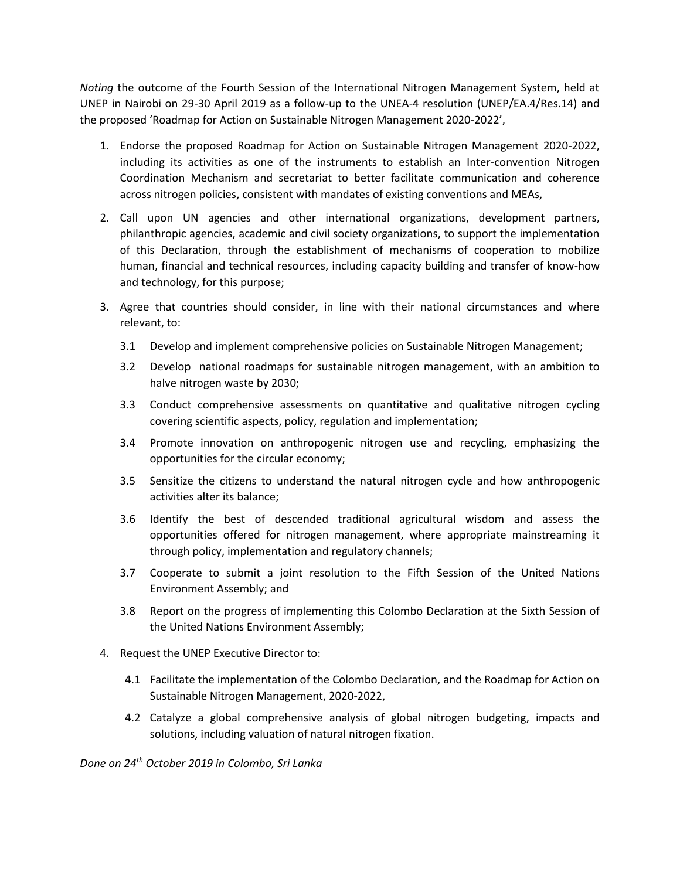*Noting* the outcome of the Fourth Session of the International Nitrogen Management System, held at UNEP in Nairobi on 29-30 April 2019 as a follow-up to the UNEA-4 resolution (UNEP/EA.4/Res.14) and the proposed 'Roadmap for Action on Sustainable Nitrogen Management 2020-2022',

1. Endorse the proposed Roadmap for Action on Sustainable Nitrogen Management 2020-2022, including its activities as one of the instruments to establish an Inter-convention Nitrogen Coordination Mechanism and secretariat to better facilitate communication and coherence across nitrogen policies, consistent with mandates of existing conventions and MEAs,

2. Call upon UN agencies and other international organizations, development partners, philanthropic agencies, academic and civil society organizations, to support the implementation of this Declaration, through the establishment of mechanisms of cooperation to mobilize human, financial and technical resources, including capacity building and transfer of know-how and technology, for this purpose;

3. Agree that countries should consider, in line with their national circumstances and where relevant, to:

   3.1 Develop and implement comprehensive policies on Sustainable Nitrogen Management;

   3.2 Develop national roadmaps for sustainable nitrogen management, with an ambition to halve nitrogen waste by 2030;

   3.3 Conduct comprehensive assessments on quantitative and qualitative nitrogen cycling covering scientific aspects, policy, regulation and implementation;

   3.4 Promote innovation on anthropogenic nitrogen use and recycling, emphasizing the opportunities for the circular economy;

   3.5 Sensitize the citizens to understand the natural nitrogen cycle and how anthropogenic activities alter its balance;

   3.6 Identify the best of descended traditional agricultural wisdom and assess the opportunities offered for nitrogen management, where appropriate mainstreaming it through policy, implementation and regulatory channels;

   3.7 Cooperate to submit a joint resolution to the Fifth Session of the United Nations Environment Assembly; and

   3.8 Report on the progress of implementing this Colombo Declaration at the Sixth Session of the United Nations Environment Assembly;

4. Request the UNEP Executive Director to:

   4.1 Facilitate the implementation of the Colombo Declaration, and the Roadmap for Action on Sustainable Nitrogen Management, 2020-2022,

   4.2 Catalyze a global comprehensive analysis of global nitrogen budgeting, impacts and solutions, including valuation of natural nitrogen fixation.

*Done on 24th October 2019 in Colombo, Sri Lanka*